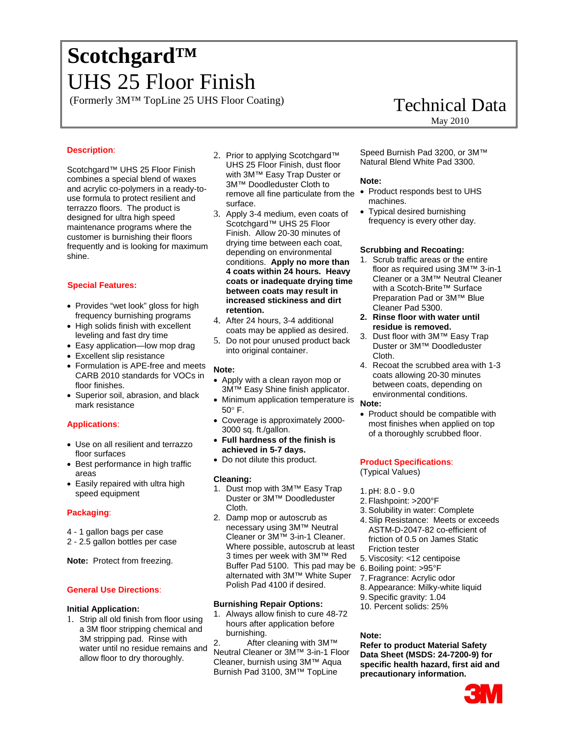# Scotchgard™ UHS 25 Floor Finish

(Formerly 3M™ TopLine 25 UHS Floor Coating)

Technical Data

May 2010

## Description:

Scotchgard™ UHS 25 Floor Finish combines a special blend of waxes and acrylic co-polymers in a ready-to-use formula to protect resilient and terrazzo floors. The product is designed for ultra high speed maintenance programs where the customer is burnishing their floors frequently and is looking for maximum shine.

## Special Features:

- Provides "wet look" gloss for high frequency burnishing programs
- High solids finish with excellent leveling and fast dry time
- Easy application—low mop drag
- Excellent slip resistance
- Formulation is APE-free and meets CARB 2010 standards for VOCs in floor finishes.
- Superior soil, abrasion, and black mark resistance

## Applications:

- Use on all resilient and terrazzo floor surfaces
- Best performance in high traffic areas
- Easily repaired with ultra high speed equipment

## Packaging:

4 - 1 gallon bags per case
2 - 2.5 gallon bottles per case

**Note:** Protect from freezing.

## General Use Directions:

### Initial Application:

1. Strip all old finish from floor using a 3M floor stripping chemical and 3M stripping pad. Rinse with water until no residue remains and allow floor to dry thoroughly.
2. Prior to applying Scotchgard™ UHS 25 Floor Finish, dust floor with 3M™ Easy Trap Duster or 3M™ Doodleduster Cloth to remove all fine particulate from the surface.
3. Apply 3-4 medium, even coats of Scotchgard™ UHS 25 Floor Finish. Allow 20-30 minutes of drying time between each coat, depending on environmental conditions. **Apply no more than 4 coats within 24 hours. Heavy coats or inadequate drying time between coats may result in increased stickiness and dirt retention.**
4. After 24 hours, 3-4 additional coats may be applied as desired.
5. Do not pour unused product back into original container.

**Note:**

- Apply with a clean rayon mop or 3M™ Easy Shine finish applicator.
- Minimum application temperature is 50° F.
- Coverage is approximately 2000-3000 sq. ft./gallon.
- **Full hardness of the finish is achieved in 5-7 days.**
- Do not dilute this product.

### Cleaning:

1. Dust mop with 3M™ Easy Trap Duster or 3M™ Doodleduster Cloth.
2. Damp mop or autoscrub as necessary using 3M™ Neutral Cleaner or 3M™ 3-in-1 Cleaner. Where possible, autoscrub at least 3 times per week with 3M™ Red Buffer Pad 5100. This pad may be alternated with 3M™ White Super Polish Pad 4100 if desired.

### Burnishing Repair Options:

1. Always allow finish to cure 48-72 hours after application before burnishing.
2. After cleaning with 3M™ Neutral Cleaner or 3M™ 3-in-1 Floor Cleaner, burnish using 3M™ Aqua Burnish Pad 3100, 3M™ TopLine Speed Burnish Pad 3200, or 3M™ Natural Blend White Pad 3300.

**Note:**

- Product responds best to UHS machines.
- Typical desired burnishing frequency is every other day.

### Scrubbing and Recoating:

1. Scrub traffic areas or the entire floor as required using 3M™ 3-in-1 Cleaner or a 3M™ Neutral Cleaner with a Scotch-Brite™ Surface Preparation Pad or 3M™ Blue Cleaner Pad 5300.
2. **Rinse floor with water until residue is removed.**
3. Dust floor with 3M™ Easy Trap Duster or 3M™ Doodleduster Cloth.
4. Recoat the scrubbed area with 1-3 coats allowing 20-30 minutes between coats, depending on environmental conditions.

**Note:**

- Product should be compatible with most finishes when applied on top of a thoroughly scrubbed floor.

## Product Specifications:

(Typical Values)

1. pH: 8.0 - 9.0
2. Flashpoint: >200°F
3. Solubility in water: Complete
4. Slip Resistance: Meets or exceeds ASTM-D-2047-82 co-efficient of friction of 0.5 on James Static Friction tester
5. Viscosity: <12 centipoise
6. Boiling point: >95°F
7. Fragrance: Acrylic odor
8. Appearance: Milky-white liquid
9. Specific gravity: 1.04
10. Percent solids: 25%

**Note:**

**Refer to product Material Safety Data Sheet (MSDS: 24-7200-9) for specific health hazard, first aid and precautionary information.**

3M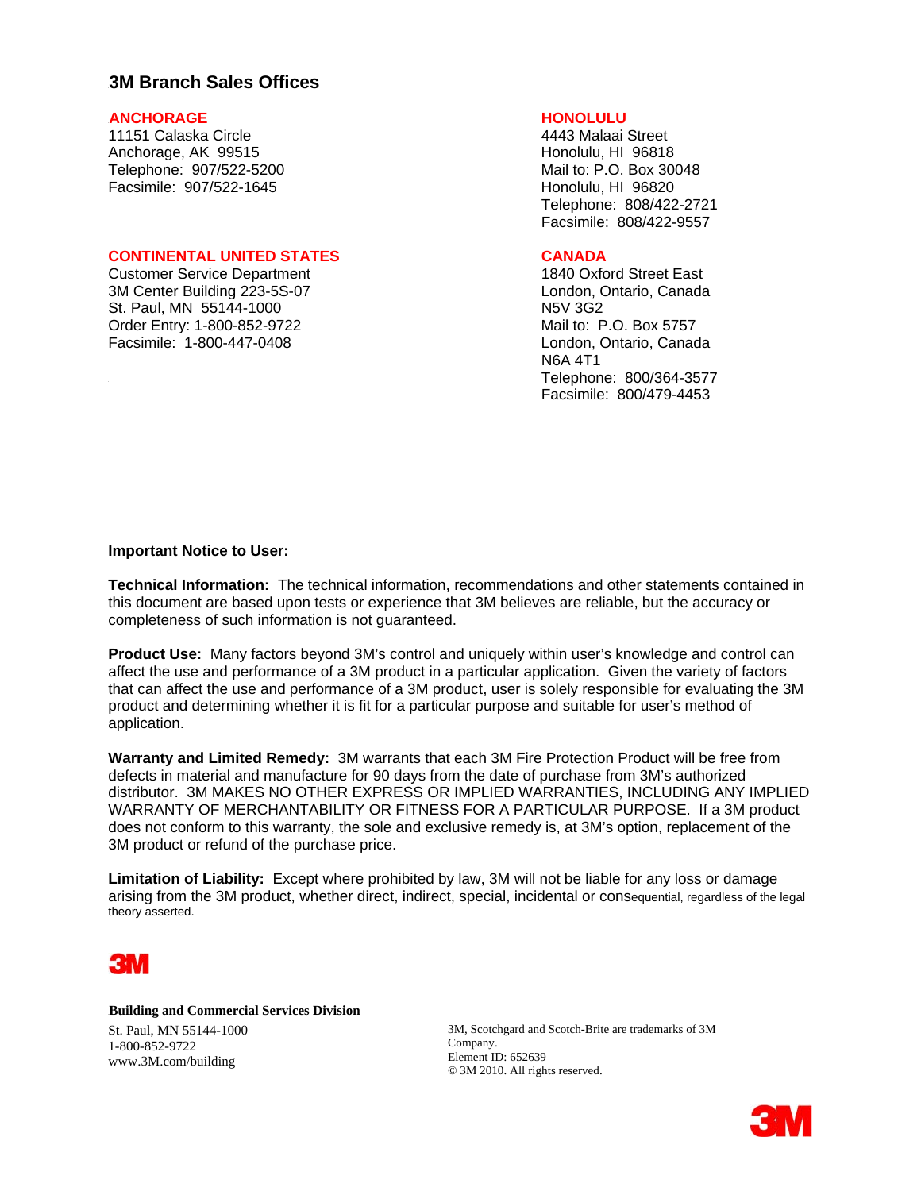## 3M Branch Sales Offices

**ANCHORAGE**
11151 Calaska Circle
Anchorage, AK 99515
Telephone: 907/522-5200
Facsimile: 907/522-1645

**CONTINENTAL UNITED STATES**
Customer Service Department
3M Center Building 223-5S-07
St. Paul, MN 55144-1000
Order Entry: 1-800-852-9722
Facsimile: 1-800-447-0408

**HONOLULU**
4443 Malaai Street
Honolulu, HI 96818
Mail to: P.O. Box 30048
Honolulu, HI 96820
Telephone: 808/422-2721
Facsimile: 808/422-9557

**CANADA**
1840 Oxford Street East
London, Ontario, Canada
N5V 3G2
Mail to: P.O. Box 5757
London, Ontario, Canada
N6A 4T1
Telephone: 800/364-3577
Facsimile: 800/479-4453

**Important Notice to User:**

**Technical Information:** The technical information, recommendations and other statements contained in this document are based upon tests or experience that 3M believes are reliable, but the accuracy or completeness of such information is not guaranteed.

**Product Use:** Many factors beyond 3M's control and uniquely within user's knowledge and control can affect the use and performance of a 3M product in a particular application. Given the variety of factors that can affect the use and performance of a 3M product, user is solely responsible for evaluating the 3M product and determining whether it is fit for a particular purpose and suitable for user's method of application.

**Warranty and Limited Remedy:** 3M warrants that each 3M Fire Protection Product will be free from defects in material and manufacture for 90 days from the date of purchase from 3M's authorized distributor. 3M MAKES NO OTHER EXPRESS OR IMPLIED WARRANTIES, INCLUDING ANY IMPLIED WARRANTY OF MERCHANTABILITY OR FITNESS FOR A PARTICULAR PURPOSE. If a 3M product does not conform to this warranty, the sole and exclusive remedy is, at 3M's option, replacement of the 3M product or refund of the purchase price.

**Limitation of Liability:** Except where prohibited by law, 3M will not be liable for any loss or damage arising from the 3M product, whether direct, indirect, special, incidental or consequential, regardless of the legal theory asserted.

3M

**Building and Commercial Services Division**
St. Paul, MN 55144-1000
1-800-852-9722
www.3M.com/building

3M, Scotchgard and Scotch-Brite are trademarks of 3M Company.
Element ID: 652639
© 3M 2010. All rights reserved.

3M